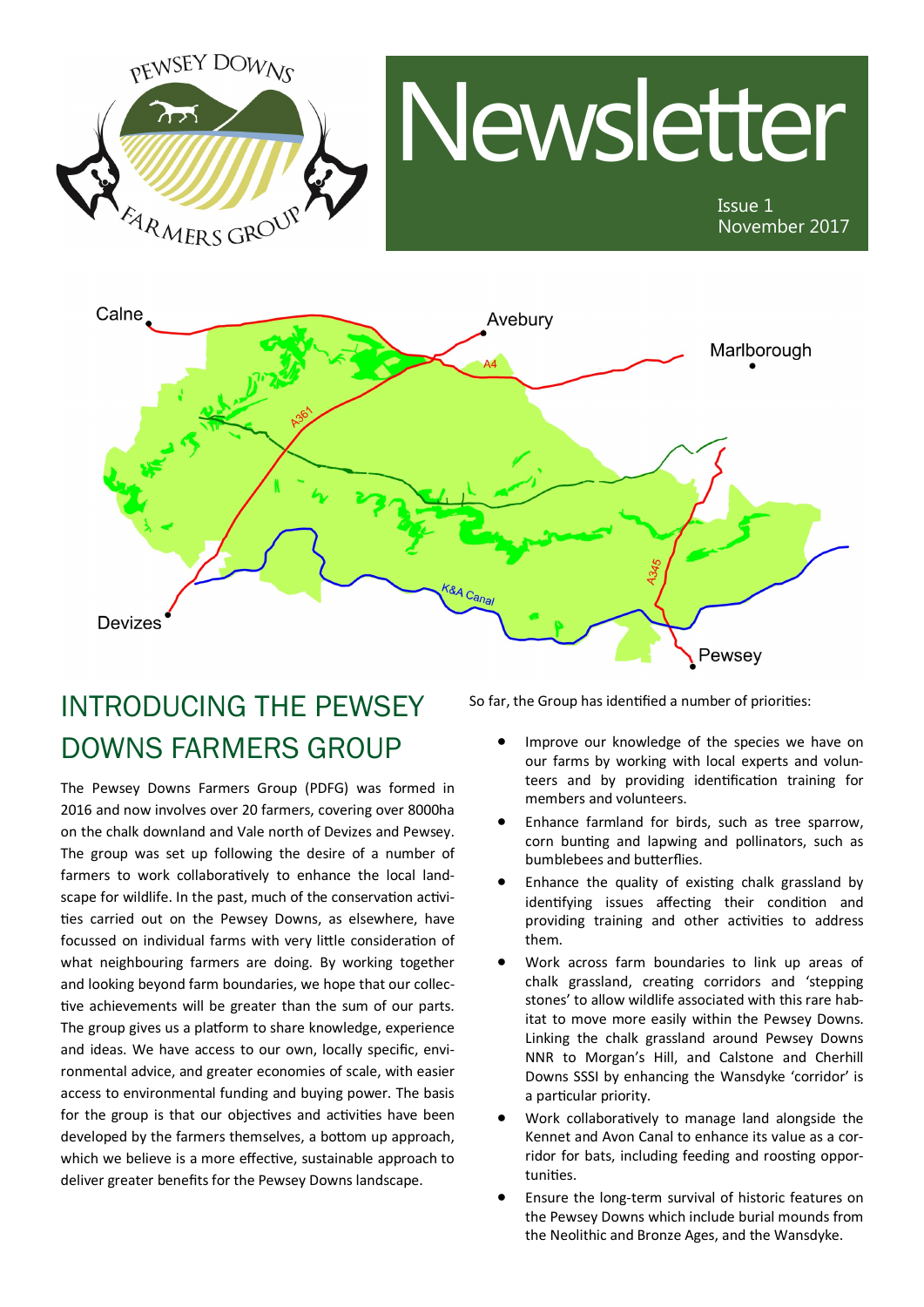# Newsletter

Issue 1
November 2017

## INTRODUCING THE PEWSEY DOWNS FARMERS GROUP

The Pewsey Downs Farmers Group (PDFG) was formed in 2016 and now involves over 20 farmers, covering over 8000ha on the chalk downland and Vale north of Devizes and Pewsey. The group was set up following the desire of a number of farmers to work collaboratively to enhance the local landscape for wildlife. In the past, much of the conservation activities carried out on the Pewsey Downs, as elsewhere, have focussed on individual farms with very little consideration of what neighbouring farmers are doing. By working together and looking beyond farm boundaries, we hope that our collective achievements will be greater than the sum of our parts. The group gives us a platform to share knowledge, experience and ideas. We have access to our own, locally specific, environmental advice, and greater economies of scale, with easier access to environmental funding and buying power. The basis for the group is that our objectives and activities have been developed by the farmers themselves, a bottom up approach, which we believe is a more effective, sustainable approach to deliver greater benefits for the Pewsey Downs landscape.

So far, the Group has identified a number of priorities:

- Improve our knowledge of the species we have on our farms by working with local experts and volunteers and by providing identification training for members and volunteers.
- Enhance farmland for birds, such as tree sparrow, corn bunting and lapwing and pollinators, such as bumblebees and butterflies.
- Enhance the quality of existing chalk grassland by identifying issues affecting their condition and providing training and other activities to address them.
- Work across farm boundaries to link up areas of chalk grassland, creating corridors and 'stepping stones' to allow wildlife associated with this rare habitat to move more easily within the Pewsey Downs. Linking the chalk grassland around Pewsey Downs NNR to Morgan's Hill, and Calstone and Cherhill Downs SSSI by enhancing the Wansdyke 'corridor' is a particular priority.
- Work collaboratively to manage land alongside the Kennet and Avon Canal to enhance its value as a corridor for bats, including feeding and roosting opportunities.
- Ensure the long-term survival of historic features on the Pewsey Downs which include burial mounds from the Neolithic and Bronze Ages, and the Wansdyke.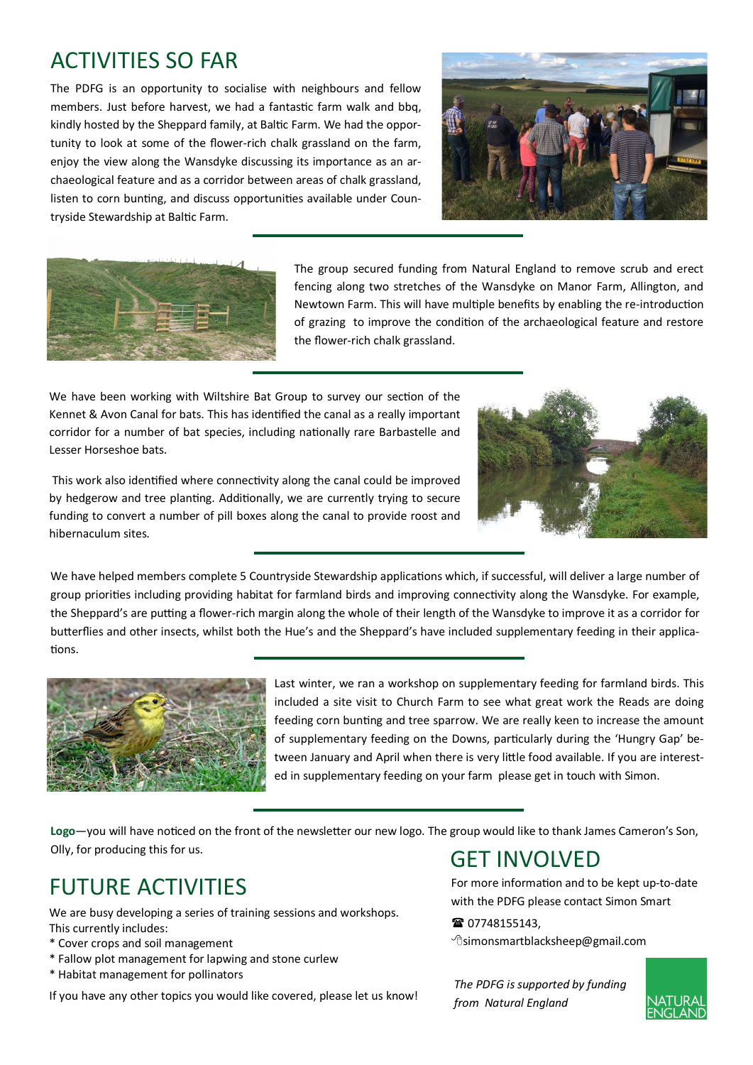# ACTIVITIES SO FAR

The PDFG is an opportunity to socialise with neighbours and fellow members. Just before harvest, we had a fantastic farm walk and bbq, kindly hosted by the Sheppard family, at Baltic Farm. We had the opportunity to look at some of the flower-rich chalk grassland on the farm, enjoy the view along the Wansdyke discussing its importance as an archaeological feature and as a corridor between areas of chalk grassland, listen to corn bunting, and discuss opportunities available under Countryside Stewardship at Baltic Farm.

The group secured funding from Natural England to remove scrub and erect fencing along two stretches of the Wansdyke on Manor Farm, Allington, and Newtown Farm. This will have multiple benefits by enabling the re-introduction of grazing to improve the condition of the archaeological feature and restore the flower-rich chalk grassland.

We have been working with Wiltshire Bat Group to survey our section of the Kennet & Avon Canal for bats. This has identified the canal as a really important corridor for a number of bat species, including nationally rare Barbastelle and Lesser Horseshoe bats.

This work also identified where connectivity along the canal could be improved by hedgerow and tree planting. Additionally, we are currently trying to secure funding to convert a number of pill boxes along the canal to provide roost and hibernaculum sites.

We have helped members complete 5 Countryside Stewardship applications which, if successful, will deliver a large number of group priorities including providing habitat for farmland birds and improving connectivity along the Wansdyke. For example, the Sheppard's are putting a flower-rich margin along the whole of their length of the Wansdyke to improve it as a corridor for butterflies and other insects, whilst both the Hue's and the Sheppard's have included supplementary feeding in their applications.

Last winter, we ran a workshop on supplementary feeding for farmland birds. This included a site visit to Church Farm to see what great work the Reads are doing feeding corn bunting and tree sparrow. We are really keen to increase the amount of supplementary feeding on the Downs, particularly during the 'Hungry Gap' between January and April when there is very little food available. If you are interested in supplementary feeding on your farm please get in touch with Simon.

**Logo**—you will have noticed on the front of the newsletter our new logo. The group would like to thank James Cameron's Son, Olly, for producing this for us.

# FUTURE ACTIVITIES

We are busy developing a series of training sessions and workshops. This currently includes:

* Cover crops and soil management
* Fallow plot management for lapwing and stone curlew
* Habitat management for pollinators

If you have any other topics you would like covered, please let us know!

# GET INVOLVED

For more information and to be kept up-to-date with the PDFG please contact Simon Smart

☎ 07748155143,

simonsmartblacksheep@gmail.com

*The PDFG is supported by funding from Natural England*

NATURAL ENGLAND